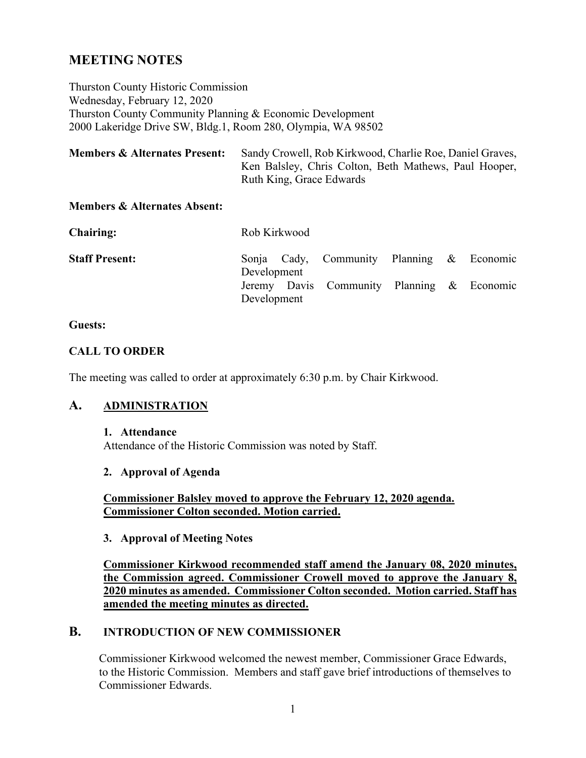# MEETING NOTES

Thurston County Historic Commission
Wednesday, February 12, 2020
Thurston County Community Planning & Economic Development
2000 Lakeridge Drive SW, Bldg.1, Room 280, Olympia, WA 98502

**Members & Alternates Present:** Sandy Crowell, Rob Kirkwood, Charlie Roe, Daniel Graves, Ken Balsley, Chris Colton, Beth Mathews, Paul Hooper, Ruth King, Grace Edwards

**Members & Alternates Absent:**

**Chairing:** Rob Kirkwood

**Staff Present:** Sonja Cady, Community Planning & Economic Development
Jeremy Davis Community Planning & Economic Development

**Guests:**

**CALL TO ORDER**

The meeting was called to order at approximately 6:30 p.m. by Chair Kirkwood.

## A. ADMINISTRATION

**1. Attendance**

Attendance of the Historic Commission was noted by Staff.

**2. Approval of Agenda**

**Commissioner Balsley moved to approve the February 12, 2020 agenda. Commissioner Colton seconded. Motion carried.**

**3. Approval of Meeting Notes**

**Commissioner Kirkwood recommended staff amend the January 08, 2020 minutes, the Commission agreed. Commissioner Crowell moved to approve the January 8, 2020 minutes as amended. Commissioner Colton seconded. Motion carried. Staff has amended the meeting minutes as directed.**

## B. INTRODUCTION OF NEW COMMISSIONER

Commissioner Kirkwood welcomed the newest member, Commissioner Grace Edwards, to the Historic Commission. Members and staff gave brief introductions of themselves to Commissioner Edwards.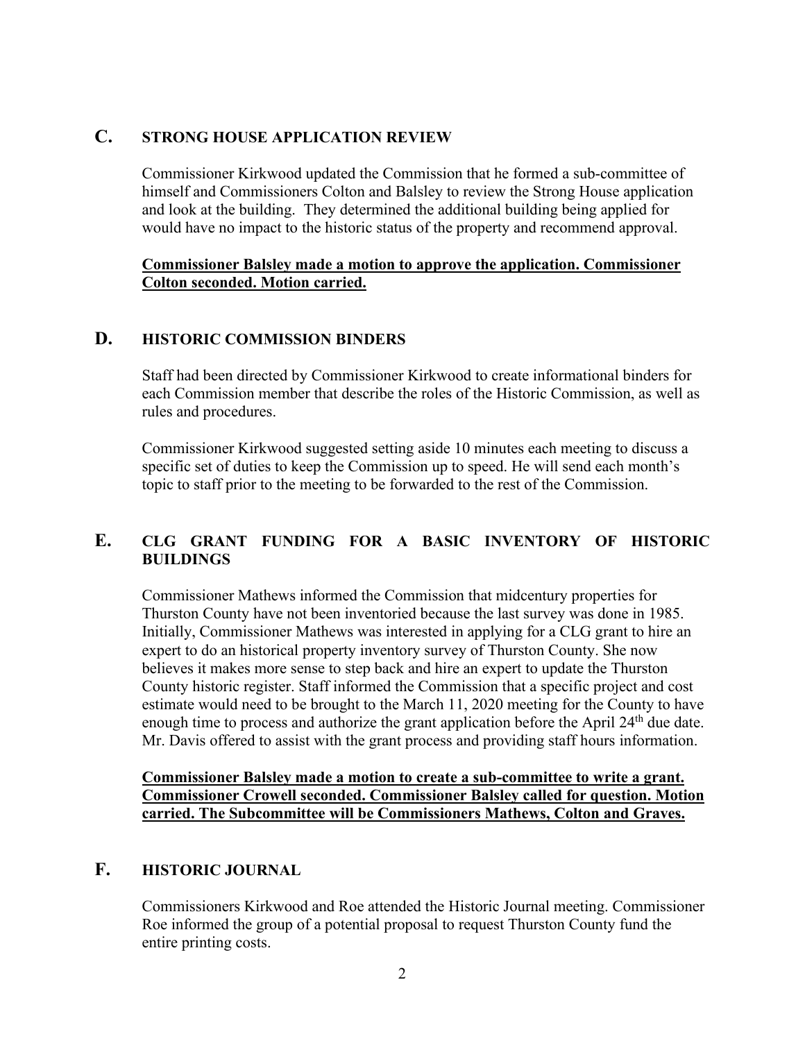## C. STRONG HOUSE APPLICATION REVIEW

Commissioner Kirkwood updated the Commission that he formed a sub-committee of himself and Commissioners Colton and Balsley to review the Strong House application and look at the building. They determined the additional building being applied for would have no impact to the historic status of the property and recommend approval.

**Commissioner Balsley made a motion to approve the application. Commissioner Colton seconded. Motion carried.**

## D. HISTORIC COMMISSION BINDERS

Staff had been directed by Commissioner Kirkwood to create informational binders for each Commission member that describe the roles of the Historic Commission, as well as rules and procedures.

Commissioner Kirkwood suggested setting aside 10 minutes each meeting to discuss a specific set of duties to keep the Commission up to speed. He will send each month's topic to staff prior to the meeting to be forwarded to the rest of the Commission.

## E. CLG GRANT FUNDING FOR A BASIC INVENTORY OF HISTORIC BUILDINGS

Commissioner Mathews informed the Commission that midcentury properties for Thurston County have not been inventoried because the last survey was done in 1985. Initially, Commissioner Mathews was interested in applying for a CLG grant to hire an expert to do an historical property inventory survey of Thurston County. She now believes it makes more sense to step back and hire an expert to update the Thurston County historic register. Staff informed the Commission that a specific project and cost estimate would need to be brought to the March 11, 2020 meeting for the County to have enough time to process and authorize the grant application before the April 24th due date. Mr. Davis offered to assist with the grant process and providing staff hours information.

**Commissioner Balsley made a motion to create a sub-committee to write a grant. Commissioner Crowell seconded. Commissioner Balsley called for question. Motion carried. The Subcommittee will be Commissioners Mathews, Colton and Graves.**

## F. HISTORIC JOURNAL

Commissioners Kirkwood and Roe attended the Historic Journal meeting. Commissioner Roe informed the group of a potential proposal to request Thurston County fund the entire printing costs.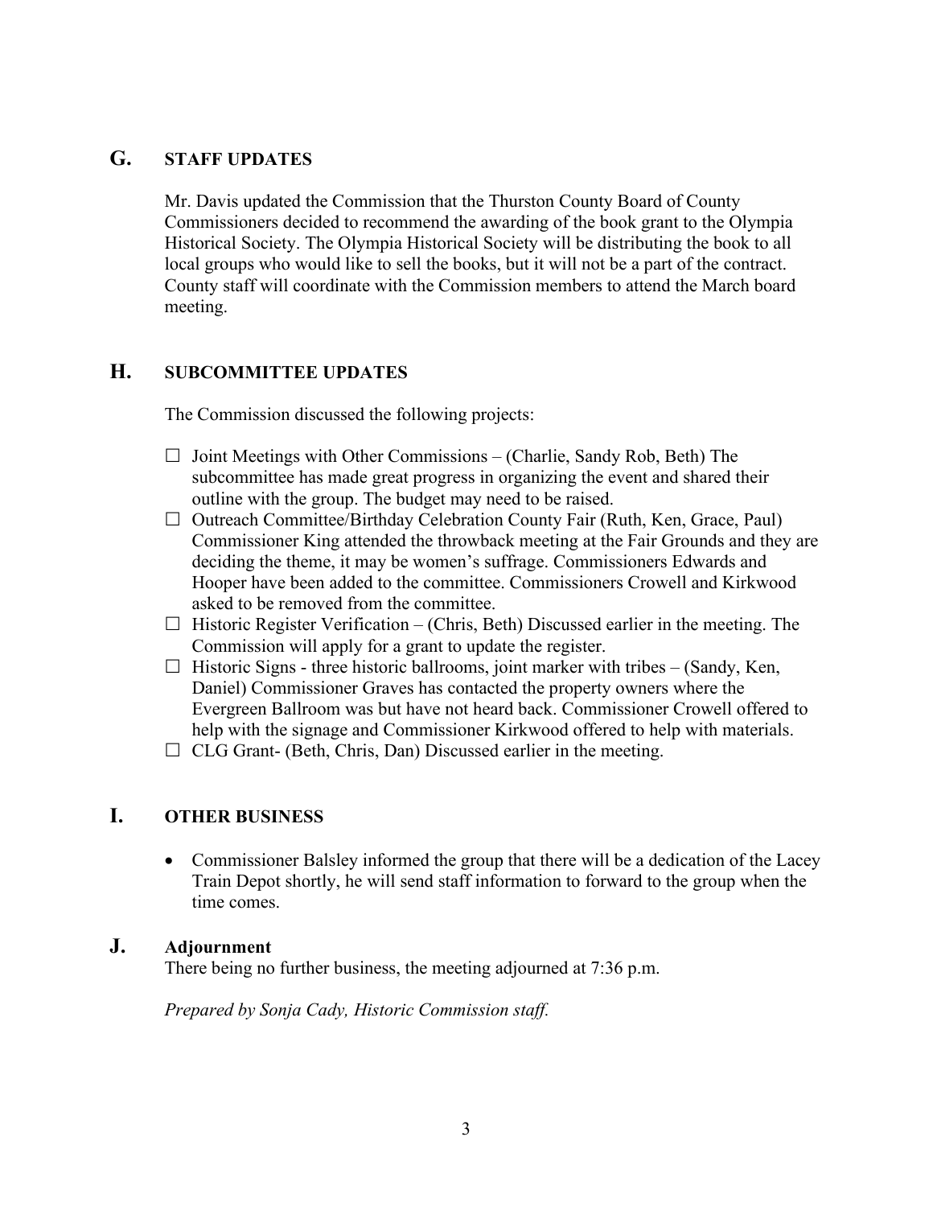## G. STAFF UPDATES

Mr. Davis updated the Commission that the Thurston County Board of County Commissioners decided to recommend the awarding of the book grant to the Olympia Historical Society. The Olympia Historical Society will be distributing the book to all local groups who would like to sell the books, but it will not be a part of the contract. County staff will coordinate with the Commission members to attend the March board meeting.

## H. SUBCOMMITTEE UPDATES

The Commission discussed the following projects:

- ☐ Joint Meetings with Other Commissions – (Charlie, Sandy Rob, Beth) The subcommittee has made great progress in organizing the event and shared their outline with the group. The budget may need to be raised.
- ☐ Outreach Committee/Birthday Celebration County Fair (Ruth, Ken, Grace, Paul) Commissioner King attended the throwback meeting at the Fair Grounds and they are deciding the theme, it may be women's suffrage. Commissioners Edwards and Hooper have been added to the committee. Commissioners Crowell and Kirkwood asked to be removed from the committee.
- ☐ Historic Register Verification – (Chris, Beth) Discussed earlier in the meeting. The Commission will apply for a grant to update the register.
- ☐ Historic Signs - three historic ballrooms, joint marker with tribes – (Sandy, Ken, Daniel) Commissioner Graves has contacted the property owners where the Evergreen Ballroom was but have not heard back. Commissioner Crowell offered to help with the signage and Commissioner Kirkwood offered to help with materials.
- ☐ CLG Grant- (Beth, Chris, Dan) Discussed earlier in the meeting.

## I. OTHER BUSINESS

- Commissioner Balsley informed the group that there will be a dedication of the Lacey Train Depot shortly, he will send staff information to forward to the group when the time comes.

## J. Adjournment

There being no further business, the meeting adjourned at 7:36 p.m.

*Prepared by Sonja Cady, Historic Commission staff.*